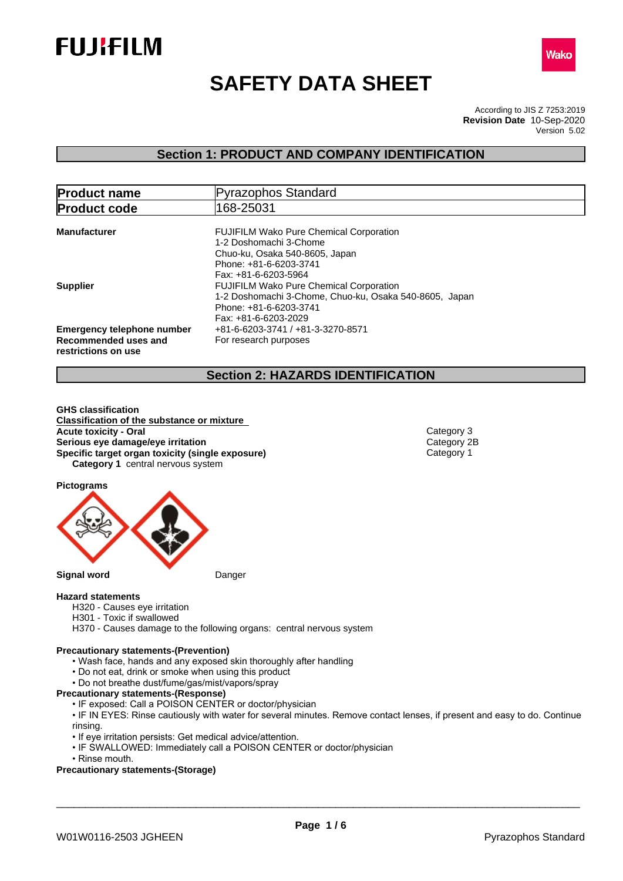FUJIFILM

Wako

# SAFETY DATA SHEET

According to JIS Z 7253:2019
**Revision Date** 10-Sep-2020
Version 5.02

## Section 1: PRODUCT AND COMPANY IDENTIFICATION

| **Product name** | Pyrazophos Standard |
|---|---|
| **Product code** | 168-25031 |

**Manufacturer**
FUJIFILM Wako Pure Chemical Corporation
1-2 Doshomachi 3-Chome
Chuo-ku, Osaka 540-8605, Japan
Phone: +81-6-6203-3741
Fax: +81-6-6203-5964

**Supplier**
FUJIFILM Wako Pure Chemical Corporation
1-2 Doshomachi 3-Chome, Chuo-ku, Osaka 540-8605, Japan
Phone: +81-6-6203-3741
Fax: +81-6-6203-2029

**Emergency telephone number** +81-6-6203-3741 / +81-3-3270-8571

**Recommended uses and restrictions on use** For research purposes

## Section 2: HAZARDS IDENTIFICATION

**GHS classification**

**Classification of the substance or mixture**

| | |
|---|---|
| **Acute toxicity - Oral** | Category 3 |
| **Serious eye damage/eye irritation** | Category 2B |
| **Specific target organ toxicity (single exposure)** | Category 1 |

**Category 1** central nervous system

**Pictograms**

**Signal word** Danger

**Hazard statements**

H320 - Causes eye irritation
H301 - Toxic if swallowed
H370 - Causes damage to the following organs: central nervous system

**Precautionary statements-(Prevention)**

- Wash face, hands and any exposed skin thoroughly after handling
- Do not eat, drink or smoke when using this product
- Do not breathe dust/fume/gas/mist/vapors/spray

**Precautionary statements-(Response)**

- IF exposed: Call a POISON CENTER or doctor/physician
- IF IN EYES: Rinse cautiously with water for several minutes. Remove contact lenses, if present and easy to do. Continue rinsing.
- If eye irritation persists: Get medical advice/attention.
- IF SWALLOWED: Immediately call a POISON CENTER or doctor/physician
- Rinse mouth.

**Precautionary statements-(Storage)**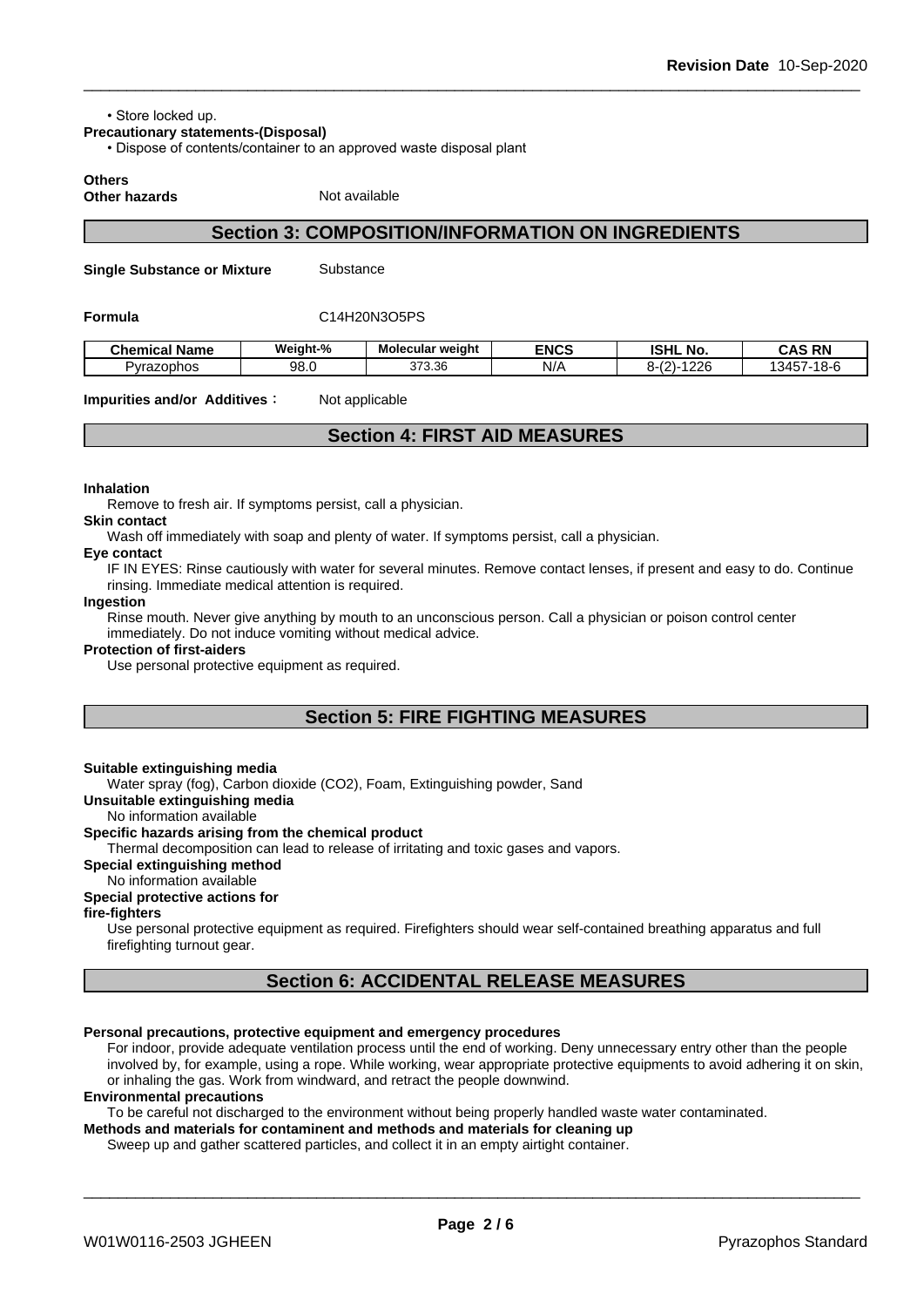• Store locked up.

**Precautionary statements-(Disposal)**

• Dispose of contents/container to an approved waste disposal plant

**Others**

**Other hazards** Not available

## Section 3: COMPOSITION/INFORMATION ON INGREDIENTS

**Single Substance or Mixture** Substance

**Formula** C14H20N3O5PS

| Chemical Name | Weight-% | Molecular weight | ENCS | ISHL No. | CAS RN |
|---|---|---|---|---|---|
| Pyrazophos | 98.0 | 373.36 | N/A | 8-(2)-1226 | 13457-18-6 |

**Impurities and/or Additives:** Not applicable

## Section 4: FIRST AID MEASURES

**Inhalation**

Remove to fresh air. If symptoms persist, call a physician.

**Skin contact**

Wash off immediately with soap and plenty of water. If symptoms persist, call a physician.

**Eye contact**

IF IN EYES: Rinse cautiously with water for several minutes. Remove contact lenses, if present and easy to do. Continue rinsing. Immediate medical attention is required.

**Ingestion**

Rinse mouth. Never give anything by mouth to an unconscious person. Call a physician or poison control center immediately. Do not induce vomiting without medical advice.

**Protection of first-aiders**

Use personal protective equipment as required.

## Section 5: FIRE FIGHTING MEASURES

**Suitable extinguishing media**

Water spray (fog), Carbon dioxide (CO2), Foam, Extinguishing powder, Sand

**Unsuitable extinguishing media**

No information available

**Specific hazards arising from the chemical product**

Thermal decomposition can lead to release of irritating and toxic gases and vapors.

**Special extinguishing method**

No information available

**Special protective actions for fire-fighters**

Use personal protective equipment as required. Firefighters should wear self-contained breathing apparatus and full firefighting turnout gear.

## Section 6: ACCIDENTAL RELEASE MEASURES

**Personal precautions, protective equipment and emergency procedures**

For indoor, provide adequate ventilation process until the end of working. Deny unnecessary entry other than the people involved by, for example, using a rope. While working, wear appropriate protective equipments to avoid adhering it on skin, or inhaling the gas. Work from windward, and retract the people downwind.

**Environmental precautions**

To be careful not discharged to the environment without being properly handled waste water contaminated.

**Methods and materials for contaminent and methods and materials for cleaning up**

Sweep up and gather scattered particles, and collect it in an empty airtight container.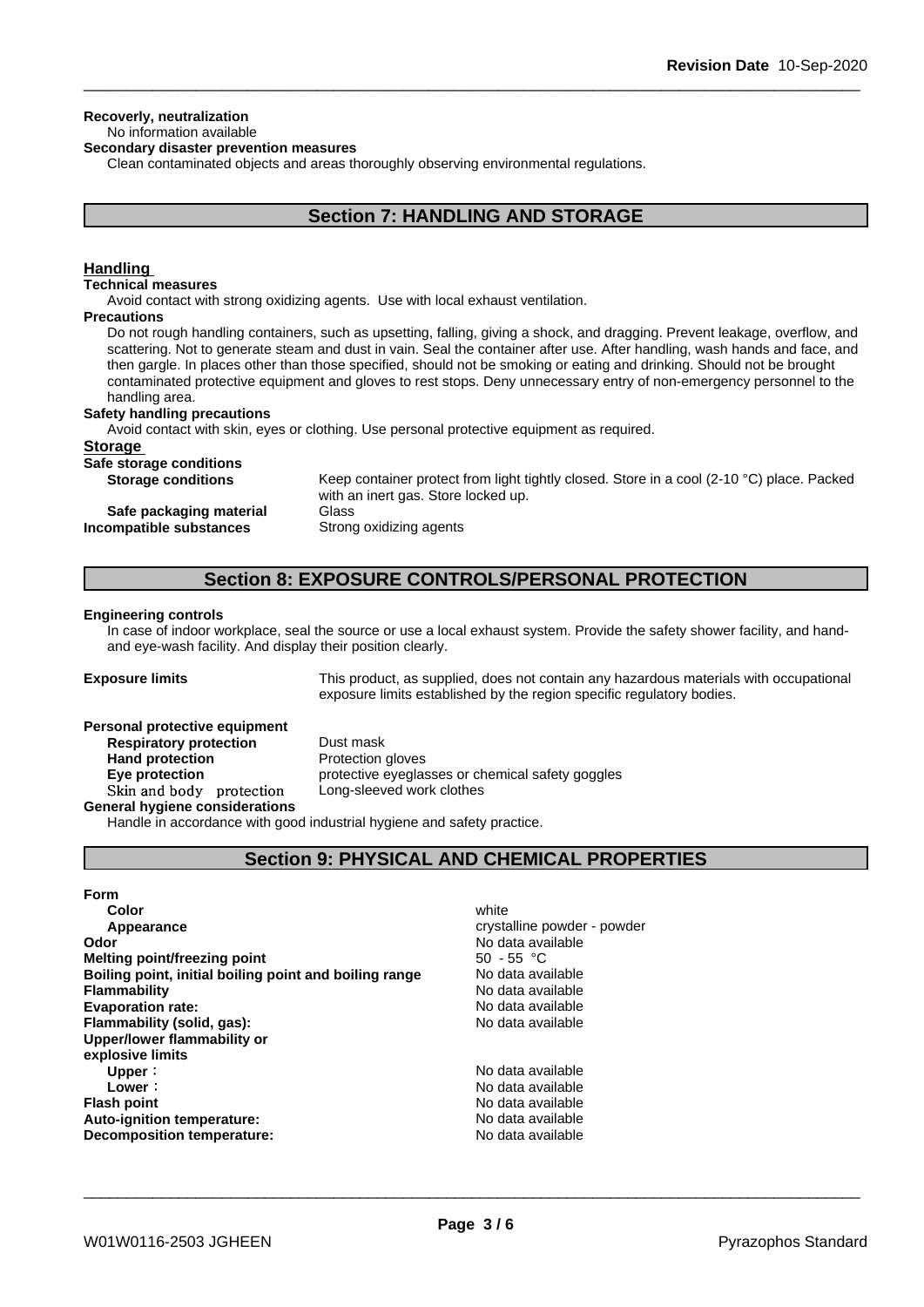**Recoverly, neutralization**

No information available

**Secondary disaster prevention measures**

Clean contaminated objects and areas thoroughly observing environmental regulations.

## Section 7: HANDLING AND STORAGE

### Handling

**Technical measures**

Avoid contact with strong oxidizing agents. Use with local exhaust ventilation.

**Precautions**

Do not rough handling containers, such as upsetting, falling, giving a shock, and dragging. Prevent leakage, overflow, and scattering. Not to generate steam and dust in vain. Seal the container after use. After handling, wash hands and face, and then gargle. In places other than those specified, should not be smoking or eating and drinking. Should not be brought contaminated protective equipment and gloves to rest stops. Deny unnecessary entry of non-emergency personnel to the handling area.

**Safety handling precautions**

Avoid contact with skin, eyes or clothing. Use personal protective equipment as required.

### Storage

**Safe storage conditions**

| | |
|---|---|
| **Storage conditions** | Keep container protect from light tightly closed. Store in a cool (2-10 °C) place. Packed with an inert gas. Store locked up. |
| **Safe packaging material** | Glass |
| **Incompatible substances** | Strong oxidizing agents |

## Section 8: EXPOSURE CONTROLS/PERSONAL PROTECTION

**Engineering controls**

In case of indoor workplace, seal the source or use a local exhaust system. Provide the safety shower facility, and hand- and eye-wash facility. And display their position clearly.

| | |
|---|---|
| **Exposure limits** | This product, as supplied, does not contain any hazardous materials with occupational exposure limits established by the region specific regulatory bodies. |

**Personal protective equipment**

| | |
|---|---|
| **Respiratory protection** | Dust mask |
| **Hand protection** | Protection gloves |
| **Eye protection** | protective eyeglasses or chemical safety goggles |
| Skin and body protection | Long-sleeved work clothes |

**General hygiene considerations**

Handle in accordance with good industrial hygiene and safety practice.

## Section 9: PHYSICAL AND CHEMICAL PROPERTIES

| | |
|---|---|
| **Form** | |
| **Color** | white |
| **Appearance** | crystalline powder - powder |
| **Odor** | No data available |
| **Melting point/freezing point** | 50 - 55 °C |
| **Boiling point, initial boiling point and boiling range** | No data available |
| **Flammability** | No data available |
| **Evaporation rate:** | No data available |
| **Flammability (solid, gas):** | No data available |
| **Upper/lower flammability or explosive limits** | |
| **Upper：** | No data available |
| **Lower：** | No data available |
| **Flash point** | No data available |
| **Auto-ignition temperature:** | No data available |
| **Decomposition temperature:** | No data available |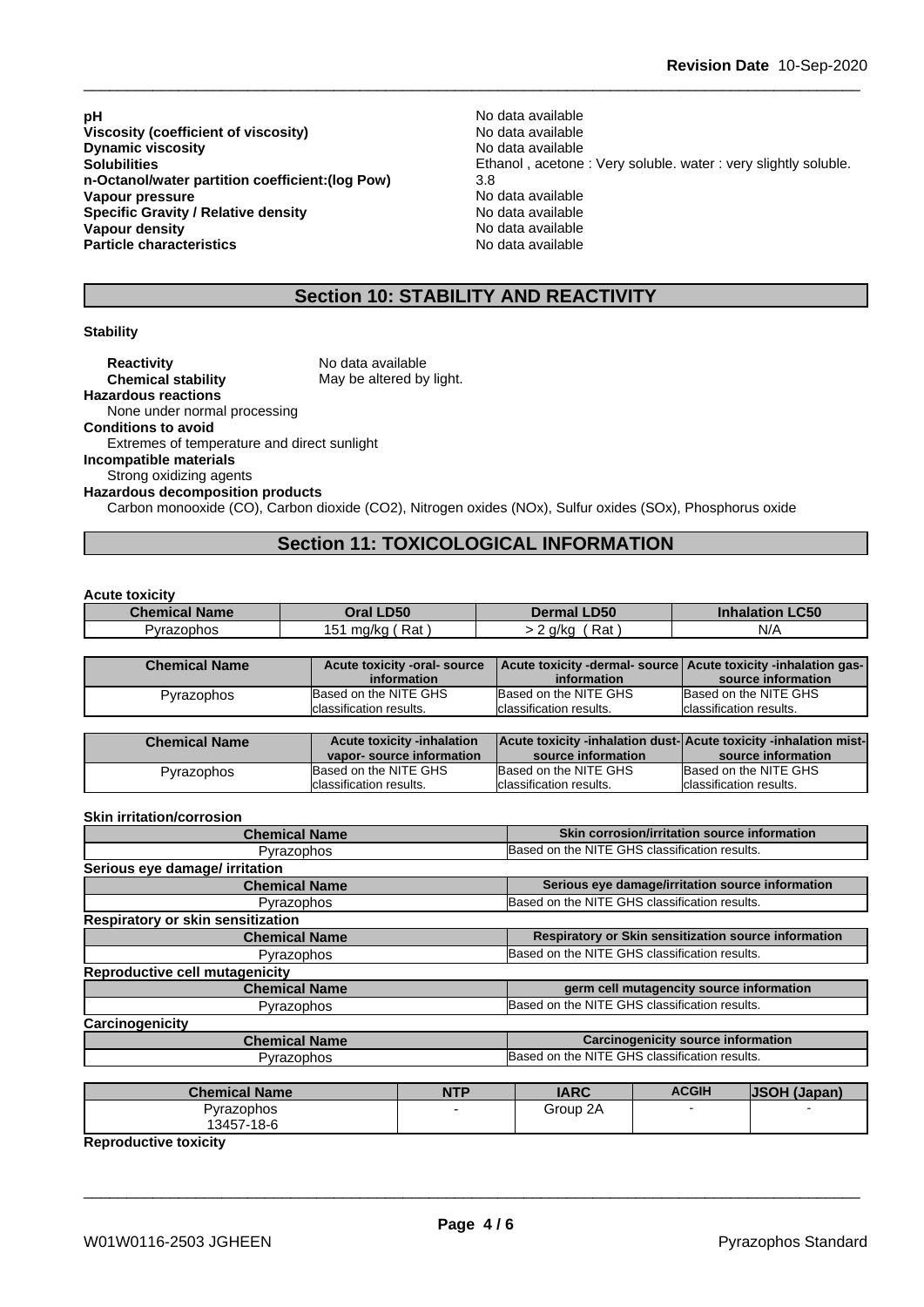| | |
|---|---|
| **pH** | No data available |
| **Viscosity (coefficient of viscosity)** | No data available |
| **Dynamic viscosity** | No data available |
| **Solubilities** | Ethanol , acetone : Very soluble. water : very slightly soluble. |
| **n-Octanol/water partition coefficient:(log Pow)** | 3.8 |
| **Vapour pressure** | No data available |
| **Specific Gravity / Relative density** | No data available |
| **Vapour density** | No data available |
| **Particle characteristics** | No data available |

## Section 10: STABILITY AND REACTIVITY

**Stability**

**Reactivity** No data available
**Chemical stability** May be altered by light.

**Hazardous reactions**
None under normal processing

**Conditions to avoid**
Extremes of temperature and direct sunlight

**Incompatible materials**
Strong oxidizing agents

**Hazardous decomposition products**
Carbon monooxide (CO), Carbon dioxide ($CO_2$), Nitrogen oxides (NOx), Sulfur oxides (SOx), Phosphorus oxide

## Section 11: TOXICOLOGICAL INFORMATION

**Acute toxicity**

| Chemical Name | Oral LD50 | Dermal LD50 | Inhalation LC50 |
|---|---|---|---|
| Pyrazophos | 151 mg/kg ( Rat ) | > 2 g/kg ( Rat ) | N/A |

| Chemical Name | Acute toxicity -oral- source information | Acute toxicity -dermal- source information | Acute toxicity -inhalation gas- source information |
|---|---|---|---|
| Pyrazophos | Based on the NITE GHS classification results. | Based on the NITE GHS classification results. | Based on the NITE GHS classification results. |

| Chemical Name | Acute toxicity -inhalation vapor- source information | Acute toxicity -inhalation dust- source information | Acute toxicity -inhalation mist- source information |
|---|---|---|---|
| Pyrazophos | Based on the NITE GHS classification results. | Based on the NITE GHS classification results. | Based on the NITE GHS classification results. |

**Skin irritation/corrosion**

| Chemical Name | Skin corrosion/irritation source information |
|---|---|
| Pyrazophos | Based on the NITE GHS classification results. |

**Serious eye damage/ irritation**

| Chemical Name | Serious eye damage/irritation source information |
|---|---|
| Pyrazophos | Based on the NITE GHS classification results. |

**Respiratory or skin sensitization**

| Chemical Name | Respiratory or Skin sensitization source information |
|---|---|
| Pyrazophos | Based on the NITE GHS classification results. |

**Reproductive cell mutagenicity**

| Chemical Name | germ cell mutagencity source information |
|---|---|
| Pyrazophos | Based on the NITE GHS classification results. |

**Carcinogenicity**

| Chemical Name | Carcinogenicity source information |
|---|---|
| Pyrazophos | Based on the NITE GHS classification results. |

| Chemical Name | NTP | IARC | ACGIH | JSOH (Japan) |
|---|---|---|---|---|
| Pyrazophos 13457-18-6 | - | Group 2A | - | - |

**Reproductive toxicity**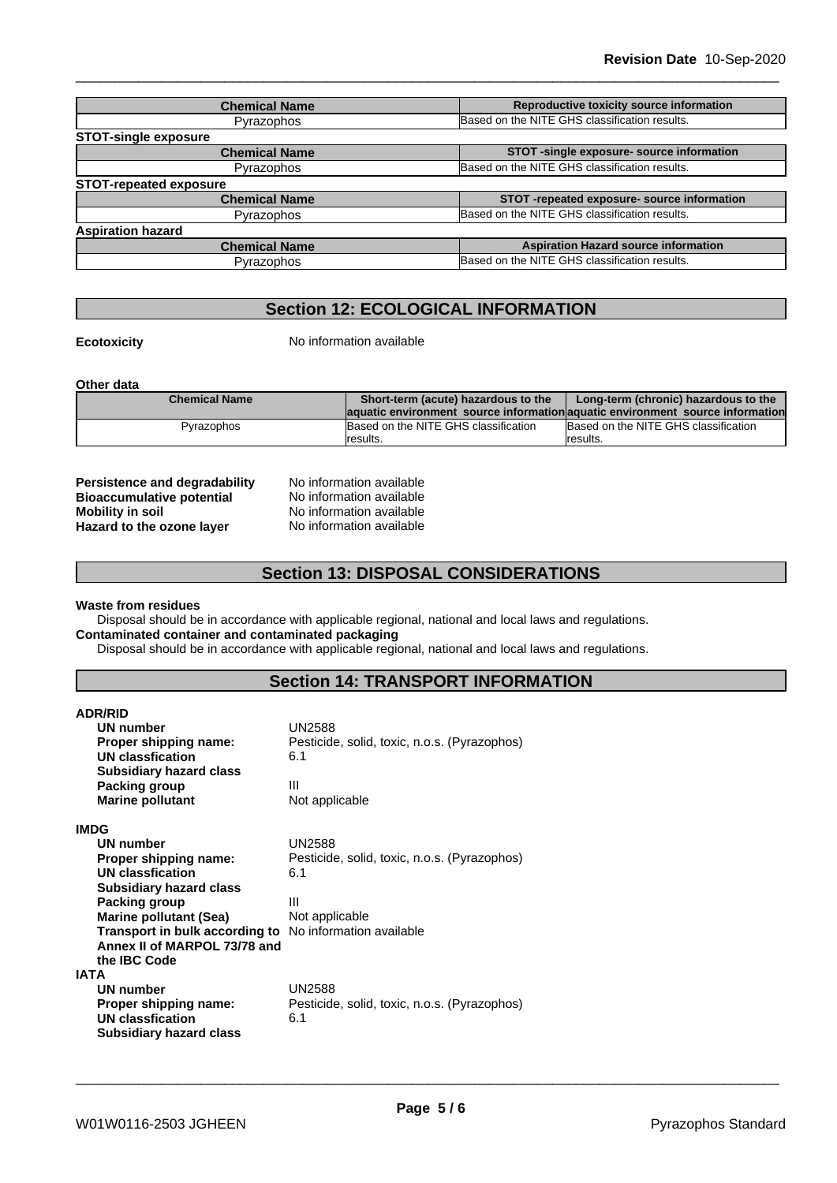| Chemical Name | Reproductive toxicity source information |
|---|---|
| Pyrazophos | Based on the NITE GHS classification results. |

**STOT-single exposure**

| Chemical Name | STOT -single exposure- source information |
|---|---|
| Pyrazophos | Based on the NITE GHS classification results. |

**STOT-repeated exposure**

| Chemical Name | STOT -repeated exposure- source information |
|---|---|
| Pyrazophos | Based on the NITE GHS classification results. |

**Aspiration hazard**

| Chemical Name | Aspiration Hazard source information |
|---|---|
| Pyrazophos | Based on the NITE GHS classification results. |

## Section 12: ECOLOGICAL INFORMATION

**Ecotoxicity** No information available

**Other data**

| Chemical Name | Short-term (acute) hazardous to the aquatic environment source information | Long-term (chronic) hazardous to the aquatic environment source information |
|---|---|---|
| Pyrazophos | Based on the NITE GHS classification results. | Based on the NITE GHS classification results. |

**Persistence and degradability** No information available
**Bioaccumulative potential** No information available
**Mobility in soil** No information available
**Hazard to the ozone layer** No information available

## Section 13: DISPOSAL CONSIDERATIONS

**Waste from residues**
Disposal should be in accordance with applicable regional, national and local laws and regulations.
**Contaminated container and contaminated packaging**
Disposal should be in accordance with applicable regional, national and local laws and regulations.

## Section 14: TRANSPORT INFORMATION

**ADR/RID**
- **UN number** UN2588
- **Proper shipping name:** Pesticide, solid, toxic, n.o.s. (Pyrazophos)
- **UN classfication** 6.1
- **Subsidiary hazard class**
- **Packing group** III
- **Marine pollutant** Not applicable

**IMDG**
- **UN number** UN2588
- **Proper shipping name:** Pesticide, solid, toxic, n.o.s. (Pyrazophos)
- **UN classfication** 6.1
- **Subsidiary hazard class**
- **Packing group** III
- **Marine pollutant (Sea)** Not applicable
- **Transport in bulk according to Annex II of MARPOL 73/78 and the IBC Code** No information available

**IATA**
- **UN number** UN2588
- **Proper shipping name:** Pesticide, solid, toxic, n.o.s. (Pyrazophos)
- **UN classfication** 6.1
- **Subsidiary hazard class**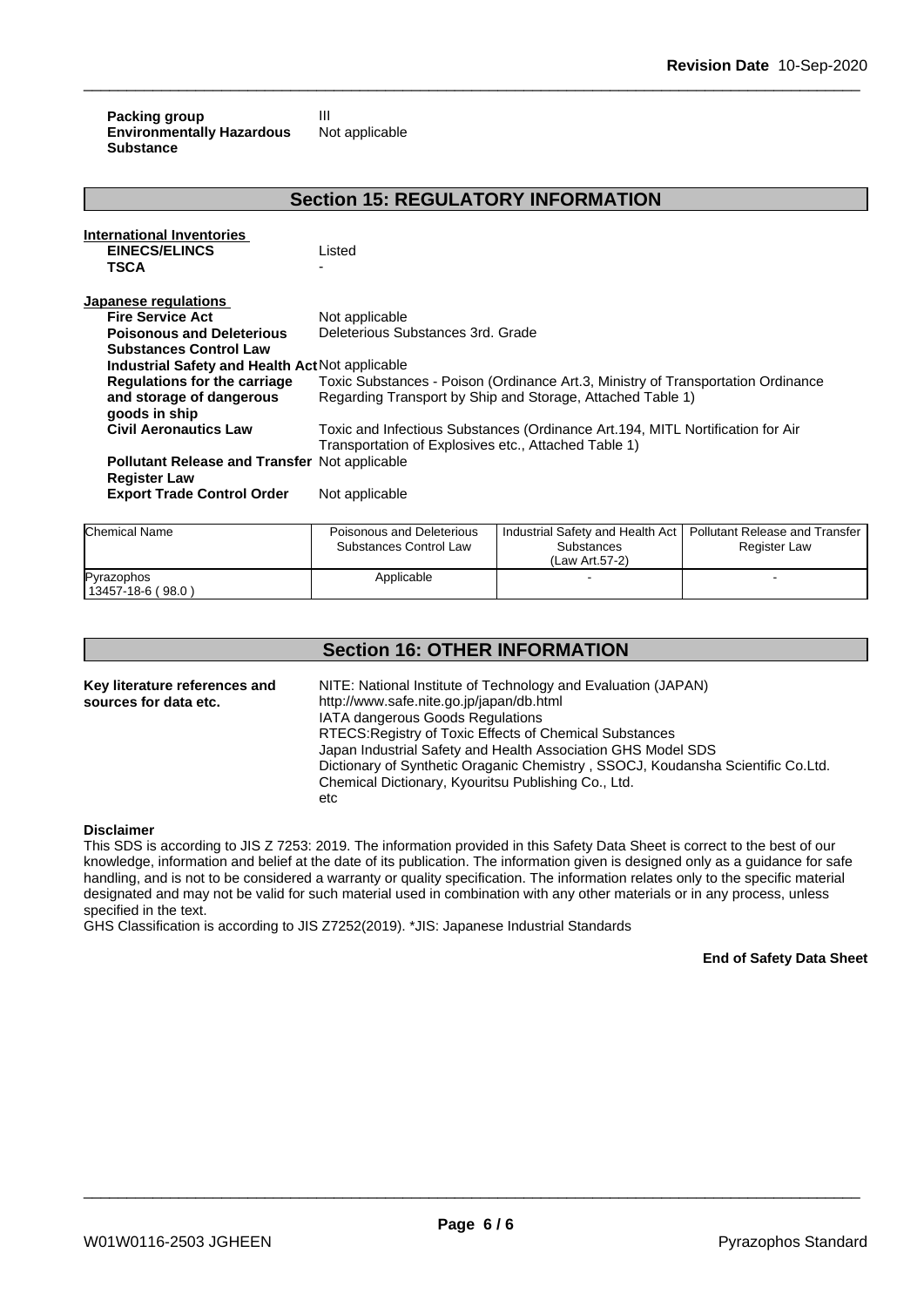| | |
|---|---|
| **Packing group** | III |
| **Environmentally Hazardous Substance** | Not applicable |

## Section 15: REGULATORY INFORMATION

**International Inventories**

| | |
|---|---|
| **EINECS/ELINCS** | Listed |
| **TSCA** | - |

**Japanese regulations**

| | |
|---|---|
| **Fire Service Act** | Not applicable |
| **Poisonous and Deleterious Substances Control Law** | Deleterious Substances 3rd. Grade |
| **Industrial Safety and Health Act** | Not applicable |
| **Regulations for the carriage and storage of dangerous goods in ship** | Toxic Substances - Poison (Ordinance Art.3, Ministry of Transportation Ordinance Regarding Transport by Ship and Storage, Attached Table 1) |
| **Civil Aeronautics Law** | Toxic and Infectious Substances (Ordinance Art.194, MITL Nortification for Air Transportation of Explosives etc., Attached Table 1) |
| **Pollutant Release and Transfer Register Law** | Not applicable |
| **Export Trade Control Order** | Not applicable |

| Chemical Name | Poisonous and Deleterious Substances Control Law | Industrial Safety and Health Act Substances (Law Art.57-2) | Pollutant Release and Transfer Register Law |
|---|---|---|---|
| Pyrazophos 13457-18-6 ( 98.0 ) | Applicable | - | - |

## Section 16: OTHER INFORMATION

**Key literature references and sources for data etc.**

NITE: National Institute of Technology and Evaluation (JAPAN)
http://www.safe.nite.go.jp/japan/db.html
IATA dangerous Goods Regulations
RTECS:Registry of Toxic Effects of Chemical Substances
Japan Industrial Safety and Health Association GHS Model SDS
Dictionary of Synthetic Oraganic Chemistry , SSOCJ, Koudansha Scientific Co.Ltd.
Chemical Dictionary, Kyouritsu Publishing Co., Ltd.
etc

**Disclaimer**

This SDS is according to JIS Z 7253: 2019. The information provided in this Safety Data Sheet is correct to the best of our knowledge, information and belief at the date of its publication. The information given is designed only as a guidance for safe handling, and is not to be considered a warranty or quality specification. The information relates only to the specific material designated and may not be valid for such material used in combination with any other materials or in any process, unless specified in the text.

GHS Classification is according to JIS Z7252(2019). *JIS: Japanese Industrial Standards

**End of Safety Data Sheet**